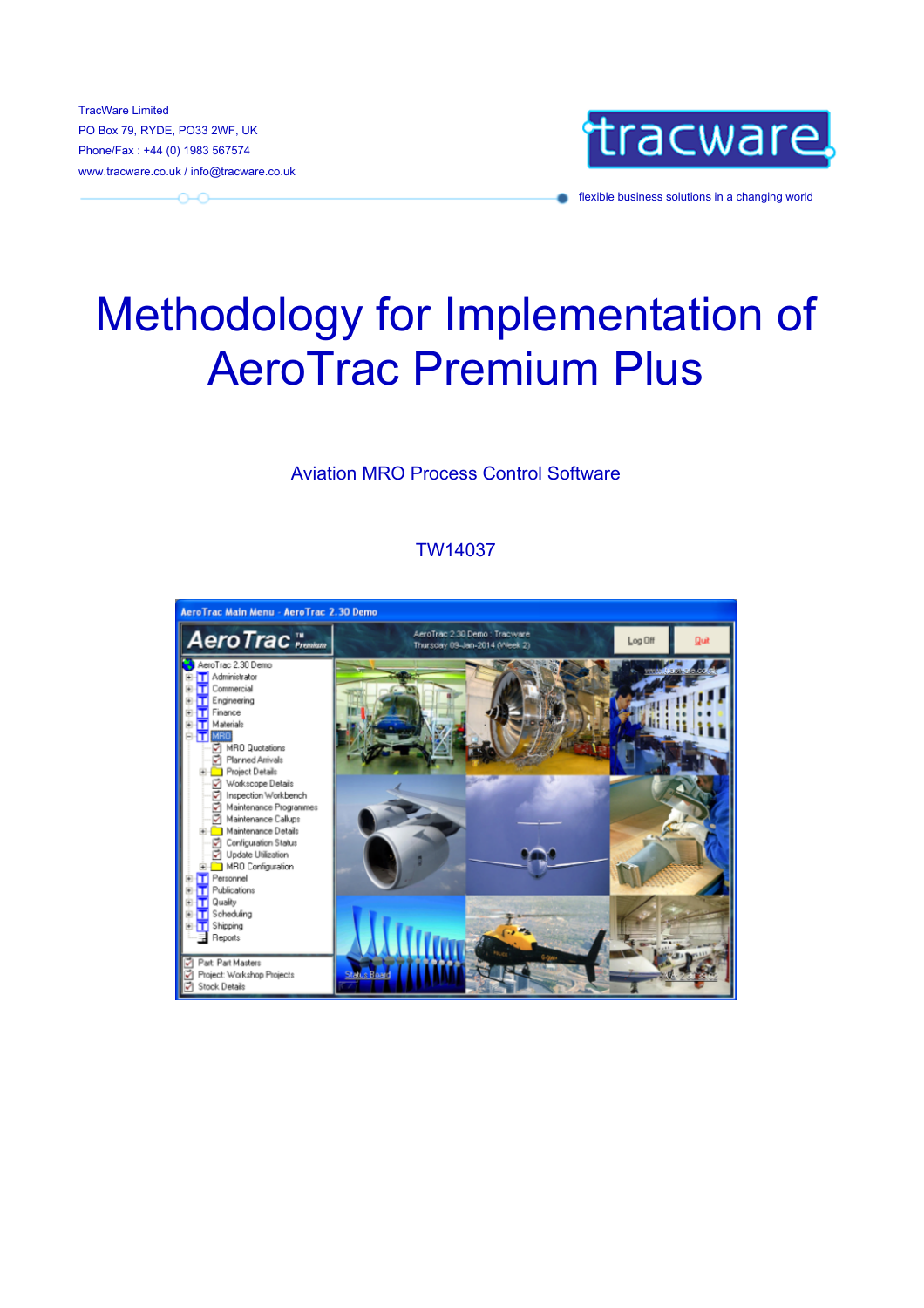TracWare Limited
PO Box 79, RYDE, PO33 2WF, UK
Phone/Fax : +44 (0) 1983 567574
www.tracware.co.uk / info@tracware.co.uk

tracware

flexible business solutions in a changing world

# Methodology for Implementation of AeroTrac Premium Plus

Aviation MRO Process Control Software

TW14037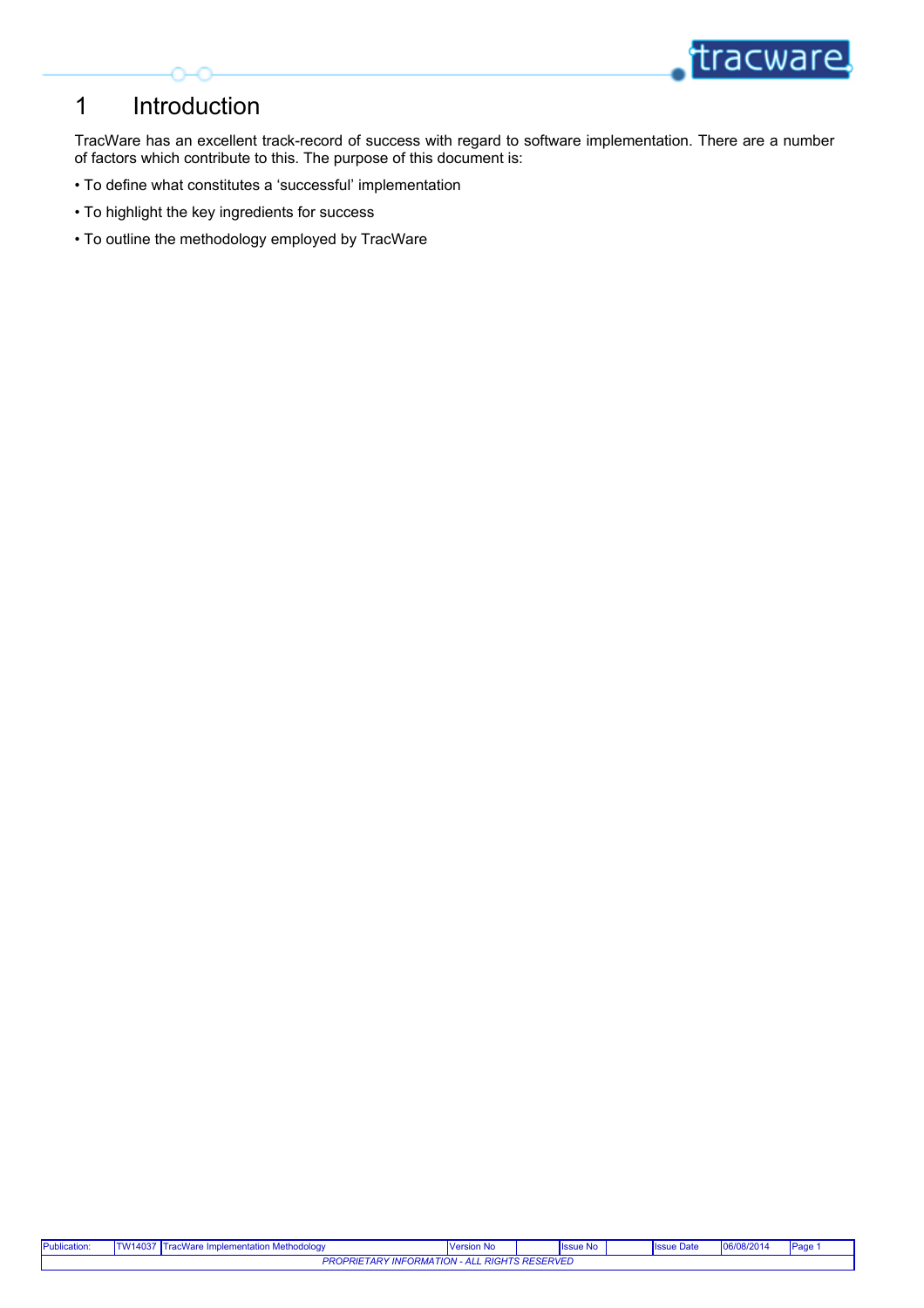# 1 Introduction

TracWare has an excellent track-record of success with regard to software implementation. There are a number of factors which contribute to this. The purpose of this document is:

- To define what constitutes a 'successful' implementation
- To highlight the key ingredients for success
- To outline the methodology employed by TracWare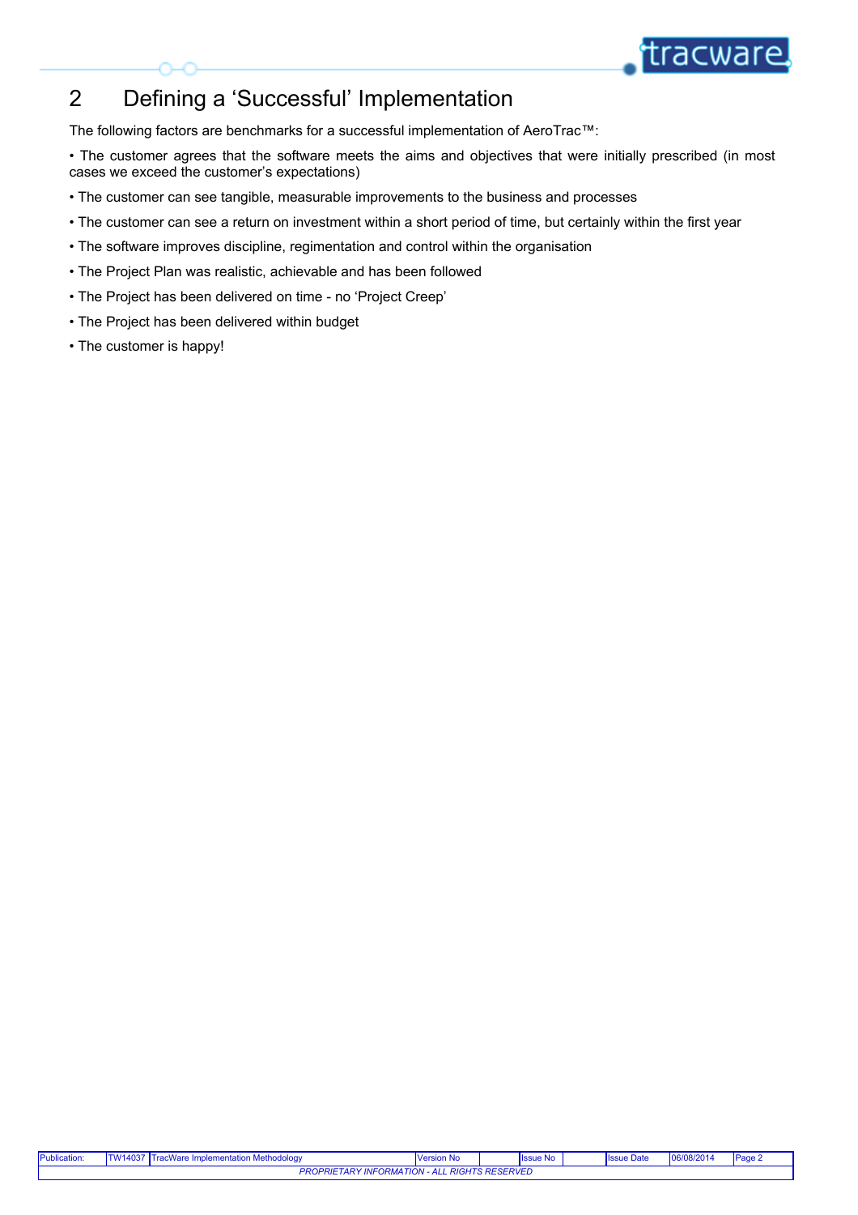# 2 Defining a 'Successful' Implementation

The following factors are benchmarks for a successful implementation of AeroTrac™:

- The customer agrees that the software meets the aims and objectives that were initially prescribed (in most cases we exceed the customer's expectations)
- The customer can see tangible, measurable improvements to the business and processes
- The customer can see a return on investment within a short period of time, but certainly within the first year
- The software improves discipline, regimentation and control within the organisation
- The Project Plan was realistic, achievable and has been followed
- The Project has been delivered on time - no 'Project Creep'
- The Project has been delivered within budget
- The customer is happy!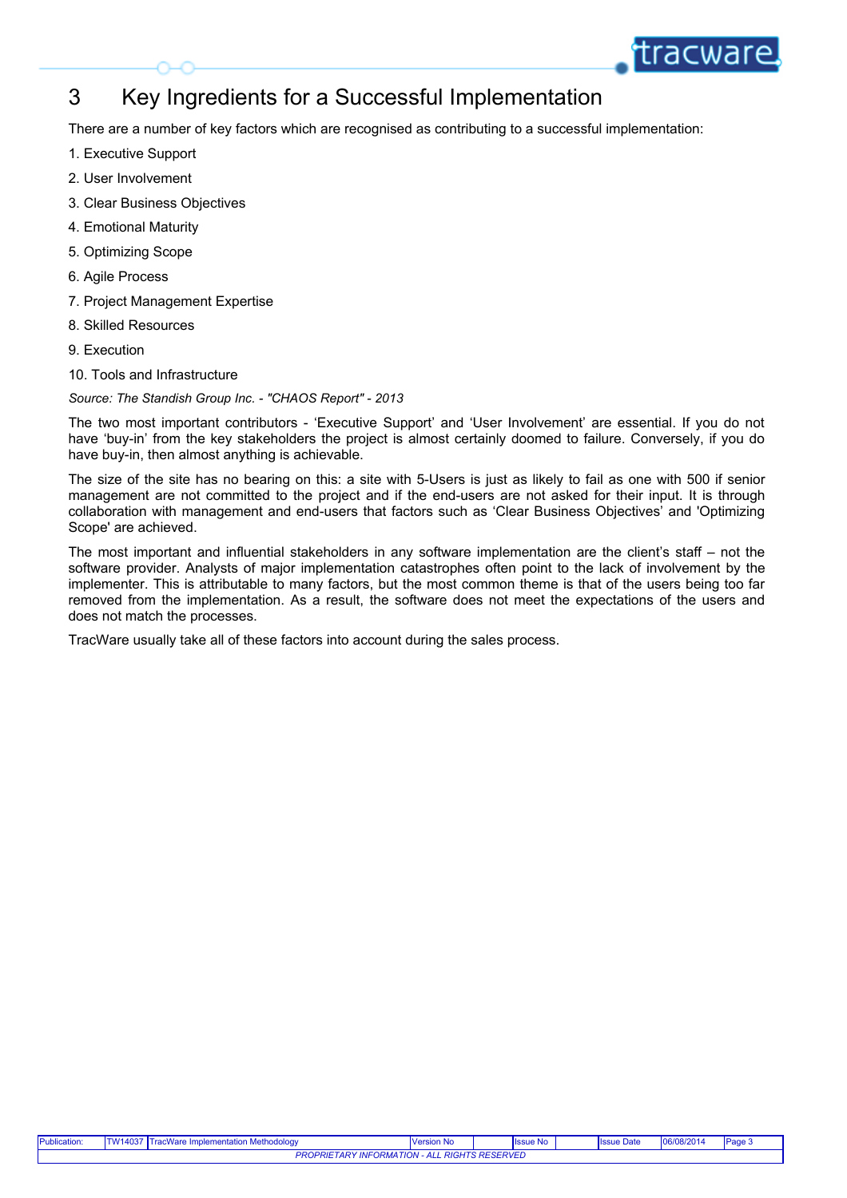# 3 Key Ingredients for a Successful Implementation

There are a number of key factors which are recognised as contributing to a successful implementation:

1. Executive Support
2. User Involvement
3. Clear Business Objectives
4. Emotional Maturity
5. Optimizing Scope
6. Agile Process
7. Project Management Expertise
8. Skilled Resources
9. Execution
10. Tools and Infrastructure

*Source: The Standish Group Inc. - "CHAOS Report" - 2013*

The two most important contributors - 'Executive Support' and 'User Involvement' are essential. If you do not have 'buy-in' from the key stakeholders the project is almost certainly doomed to failure. Conversely, if you do have buy-in, then almost anything is achievable.

The size of the site has no bearing on this: a site with 5-Users is just as likely to fail as one with 500 if senior management are not committed to the project and if the end-users are not asked for their input. It is through collaboration with management and end-users that factors such as 'Clear Business Objectives' and 'Optimizing Scope' are achieved.

The most important and influential stakeholders in any software implementation are the client's staff – not the software provider. Analysts of major implementation catastrophes often point to the lack of involvement by the implementer. This is attributable to many factors, but the most common theme is that of the users being too far removed from the implementation. As a result, the software does not meet the expectations of the users and does not match the processes.

TracWare usually take all of these factors into account during the sales process.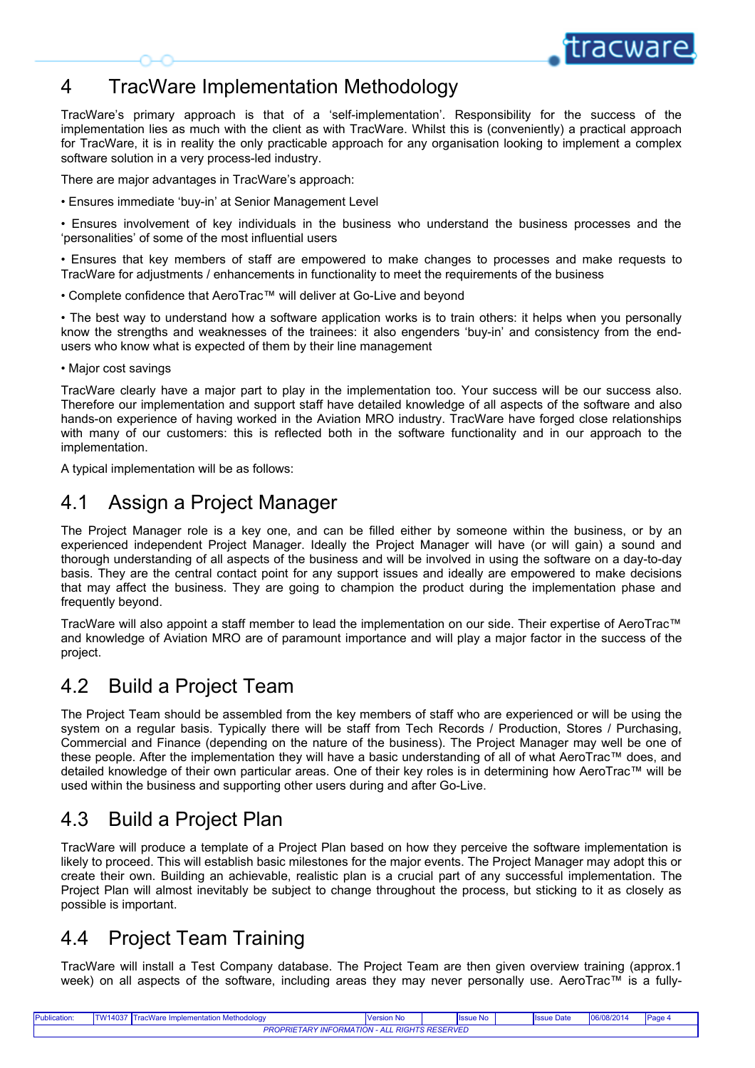# 4 TracWare Implementation Methodology

TracWare's primary approach is that of a 'self-implementation'. Responsibility for the success of the implementation lies as much with the client as with TracWare. Whilst this is (conveniently) a practical approach for TracWare, it is in reality the only practicable approach for any organisation looking to implement a complex software solution in a very process-led industry.

There are major advantages in TracWare's approach:

• Ensures immediate 'buy-in' at Senior Management Level

• Ensures involvement of key individuals in the business who understand the business processes and the 'personalities' of some of the most influential users

• Ensures that key members of staff are empowered to make changes to processes and make requests to TracWare for adjustments / enhancements in functionality to meet the requirements of the business

• Complete confidence that AeroTrac™ will deliver at Go-Live and beyond

• The best way to understand how a software application works is to train others: it helps when you personally know the strengths and weaknesses of the trainees: it also engenders 'buy-in' and consistency from the end-users who know what is expected of them by their line management

• Major cost savings

TracWare clearly have a major part to play in the implementation too. Your success will be our success also. Therefore our implementation and support staff have detailed knowledge of all aspects of the software and also hands-on experience of having worked in the Aviation MRO industry. TracWare have forged close relationships with many of our customers: this is reflected both in the software functionality and in our approach to the implementation.

A typical implementation will be as follows:

## 4.1 Assign a Project Manager

The Project Manager role is a key one, and can be filled either by someone within the business, or by an experienced independent Project Manager. Ideally the Project Manager will have (or will gain) a sound and thorough understanding of all aspects of the business and will be involved in using the software on a day-to-day basis. They are the central contact point for any support issues and ideally are empowered to make decisions that may affect the business. They are going to champion the product during the implementation phase and frequently beyond.

TracWare will also appoint a staff member to lead the implementation on our side. Their expertise of AeroTrac™ and knowledge of Aviation MRO are of paramount importance and will play a major factor in the success of the project.

## 4.2 Build a Project Team

The Project Team should be assembled from the key members of staff who are experienced or will be using the system on a regular basis. Typically there will be staff from Tech Records / Production, Stores / Purchasing, Commercial and Finance (depending on the nature of the business). The Project Manager may well be one of these people. After the implementation they will have a basic understanding of all of what AeroTrac™ does, and detailed knowledge of their own particular areas. One of their key roles is in determining how AeroTrac™ will be used within the business and supporting other users during and after Go-Live.

## 4.3 Build a Project Plan

TracWare will produce a template of a Project Plan based on how they perceive the software implementation is likely to proceed. This will establish basic milestones for the major events. The Project Manager may adopt this or create their own. Building an achievable, realistic plan is a crucial part of any successful implementation. The Project Plan will almost inevitably be subject to change throughout the process, but sticking to it as closely as possible is important.

## 4.4 Project Team Training

TracWare will install a Test Company database. The Project Team are then given overview training (approx.1 week) on all aspects of the software, including areas they may never personally use. AeroTrac™ is a fully-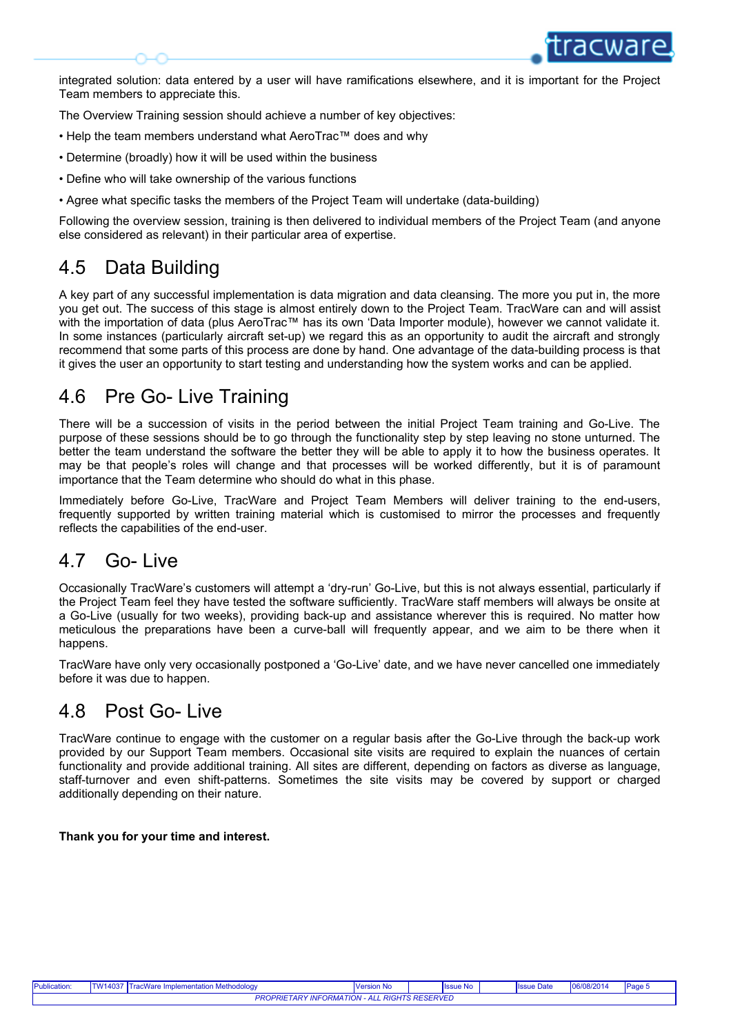integrated solution: data entered by a user will have ramifications elsewhere, and it is important for the Project Team members to appreciate this.

The Overview Training session should achieve a number of key objectives:

- Help the team members understand what AeroTrac™ does and why
- Determine (broadly) how it will be used within the business
- Define who will take ownership of the various functions
- Agree what specific tasks the members of the Project Team will undertake (data-building)

Following the overview session, training is then delivered to individual members of the Project Team (and anyone else considered as relevant) in their particular area of expertise.

## 4.5 Data Building

A key part of any successful implementation is data migration and data cleansing. The more you put in, the more you get out. The success of this stage is almost entirely down to the Project Team. TracWare can and will assist with the importation of data (plus AeroTrac™ has its own 'Data Importer module), however we cannot validate it. In some instances (particularly aircraft set-up) we regard this as an opportunity to audit the aircraft and strongly recommend that some parts of this process are done by hand. One advantage of the data-building process is that it gives the user an opportunity to start testing and understanding how the system works and can be applied.

## 4.6 Pre Go- Live Training

There will be a succession of visits in the period between the initial Project Team training and Go-Live. The purpose of these sessions should be to go through the functionality step by step leaving no stone unturned. The better the team understand the software the better they will be able to apply it to how the business operates. It may be that people's roles will change and that processes will be worked differently, but it is of paramount importance that the Team determine who should do what in this phase.

Immediately before Go-Live, TracWare and Project Team Members will deliver training to the end-users, frequently supported by written training material which is customised to mirror the processes and frequently reflects the capabilities of the end-user.

## 4.7 Go- Live

Occasionally TracWare's customers will attempt a 'dry-run' Go-Live, but this is not always essential, particularly if the Project Team feel they have tested the software sufficiently. TracWare staff members will always be onsite at a Go-Live (usually for two weeks), providing back-up and assistance wherever this is required. No matter how meticulous the preparations have been a curve-ball will frequently appear, and we aim to be there when it happens.

TracWare have only very occasionally postponed a 'Go-Live' date, and we have never cancelled one immediately before it was due to happen.

## 4.8 Post Go- Live

TracWare continue to engage with the customer on a regular basis after the Go-Live through the back-up work provided by our Support Team members. Occasional site visits are required to explain the nuances of certain functionality and provide additional training. All sites are different, depending on factors as diverse as language, staff-turnover and even shift-patterns. Sometimes the site visits may be covered by support or charged additionally depending on their nature.

**Thank you for your time and interest.**